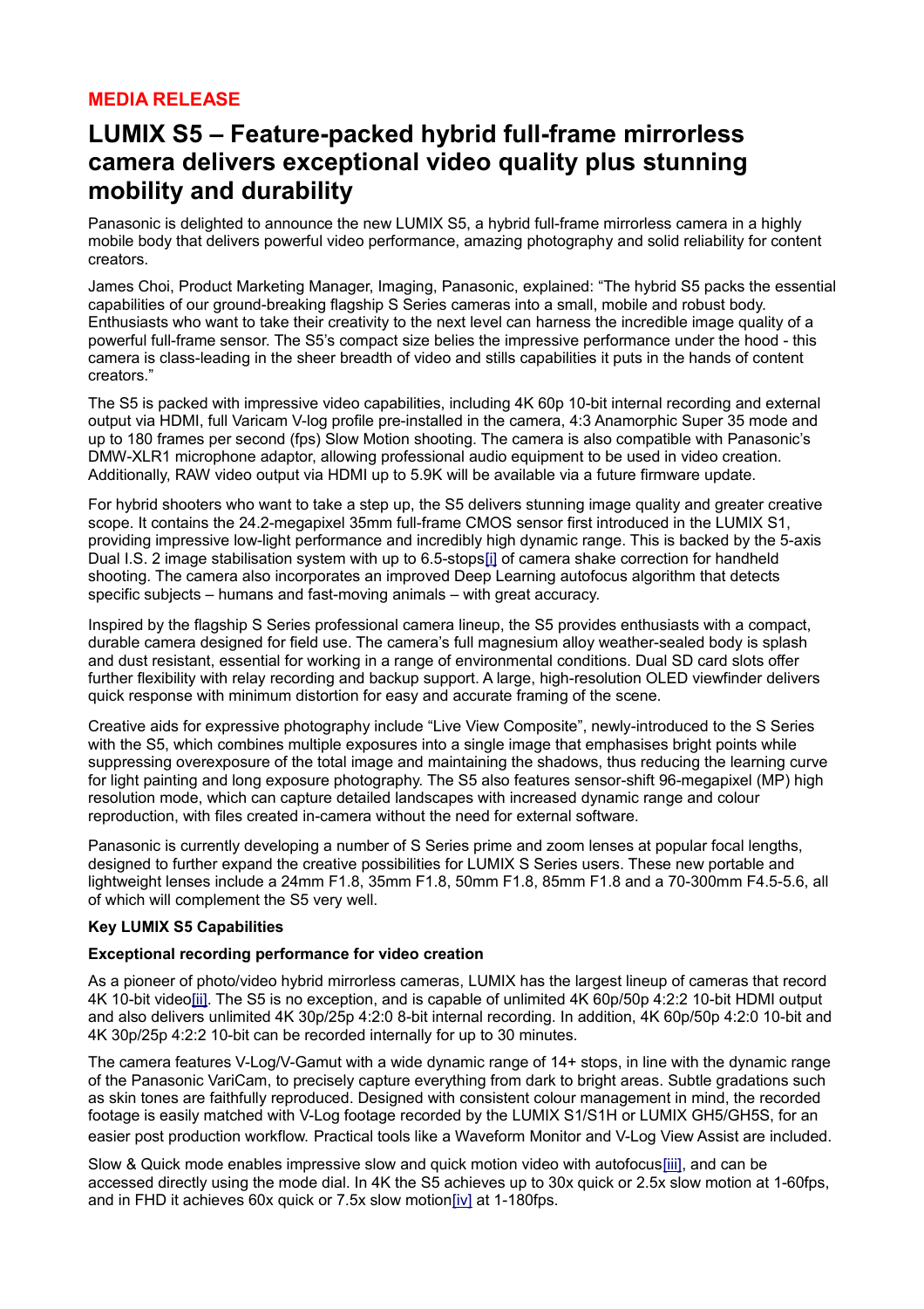**MEDIA RELEASE**

# LUMIX S5 – Feature-packed hybrid full-frame mirrorless camera delivers exceptional video quality plus stunning mobility and durability

Panasonic is delighted to announce the new LUMIX S5, a hybrid full-frame mirrorless camera in a highly mobile body that delivers powerful video performance, amazing photography and solid reliability for content creators.

James Choi, Product Marketing Manager, Imaging, Panasonic, explained: "The hybrid S5 packs the essential capabilities of our ground-breaking flagship S Series cameras into a small, mobile and robust body. Enthusiasts who want to take their creativity to the next level can harness the incredible image quality of a powerful full-frame sensor. The S5's compact size belies the impressive performance under the hood - this camera is class-leading in the sheer breadth of video and stills capabilities it puts in the hands of content creators."

The S5 is packed with impressive video capabilities, including 4K 60p 10-bit internal recording and external output via HDMI, full Varicam V-log profile pre-installed in the camera, 4:3 Anamorphic Super 35 mode and up to 180 frames per second (fps) Slow Motion shooting. The camera is also compatible with Panasonic's DMW-XLR1 microphone adaptor, allowing professional audio equipment to be used in video creation. Additionally, RAW video output via HDMI up to 5.9K will be available via a future firmware update.

For hybrid shooters who want to take a step up, the S5 delivers stunning image quality and greater creative scope. It contains the 24.2-megapixel 35mm full-frame CMOS sensor first introduced in the LUMIX S1, providing impressive low-light performance and incredibly high dynamic range. This is backed by the 5-axis Dual I.S. 2 image stabilisation system with up to 6.5-stops[i] of camera shake correction for handheld shooting. The camera also incorporates an improved Deep Learning autofocus algorithm that detects specific subjects – humans and fast-moving animals – with great accuracy.

Inspired by the flagship S Series professional camera lineup, the S5 provides enthusiasts with a compact, durable camera designed for field use. The camera's full magnesium alloy weather-sealed body is splash and dust resistant, essential for working in a range of environmental conditions. Dual SD card slots offer further flexibility with relay recording and backup support. A large, high-resolution OLED viewfinder delivers quick response with minimum distortion for easy and accurate framing of the scene.

Creative aids for expressive photography include "Live View Composite", newly-introduced to the S Series with the S5, which combines multiple exposures into a single image that emphasises bright points while suppressing overexposure of the total image and maintaining the shadows, thus reducing the learning curve for light painting and long exposure photography. The S5 also features sensor-shift 96-megapixel (MP) high resolution mode, which can capture detailed landscapes with increased dynamic range and colour reproduction, with files created in-camera without the need for external software.

Panasonic is currently developing a number of S Series prime and zoom lenses at popular focal lengths, designed to further expand the creative possibilities for LUMIX S Series users. These new portable and lightweight lenses include a 24mm F1.8, 35mm F1.8, 50mm F1.8, 85mm F1.8 and a 70-300mm F4.5-5.6, all of which will complement the S5 very well.

**Key LUMIX S5 Capabilities**

**Exceptional recording performance for video creation**

As a pioneer of photo/video hybrid mirrorless cameras, LUMIX has the largest lineup of cameras that record 4K 10-bit video[ii]. The S5 is no exception, and is capable of unlimited 4K 60p/50p 4:2:2 10-bit HDMI output and also delivers unlimited 4K 30p/25p 4:2:0 8-bit internal recording. In addition, 4K 60p/50p 4:2:0 10-bit and 4K 30p/25p 4:2:2 10-bit can be recorded internally for up to 30 minutes.

The camera features V-Log/V-Gamut with a wide dynamic range of 14+ stops, in line with the dynamic range of the Panasonic VariCam, to precisely capture everything from dark to bright areas. Subtle gradations such as skin tones are faithfully reproduced. Designed with consistent colour management in mind, the recorded footage is easily matched with V-Log footage recorded by the LUMIX S1/S1H or LUMIX GH5/GH5S, for an easier post production workflow. Practical tools like a Waveform Monitor and V-Log View Assist are included.

Slow & Quick mode enables impressive slow and quick motion video with autofocus[iii], and can be accessed directly using the mode dial. In 4K the S5 achieves up to 30x quick or 2.5x slow motion at 1-60fps, and in FHD it achieves 60x quick or 7.5x slow motion[iv] at 1-180fps.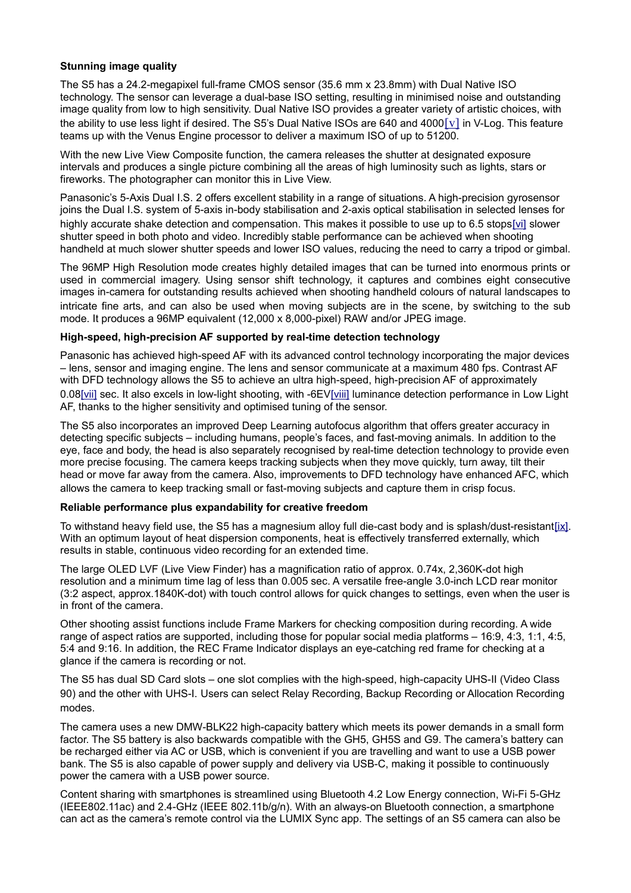**Stunning image quality**

The S5 has a 24.2-megapixel full-frame CMOS sensor (35.6 mm x 23.8mm) with Dual Native ISO technology. The sensor can leverage a dual-base ISO setting, resulting in minimised noise and outstanding image quality from low to high sensitivity. Dual Native ISO provides a greater variety of artistic choices, with the ability to use less light if desired. The S5's Dual Native ISOs are 640 and 4000[v] in V-Log. This feature teams up with the Venus Engine processor to deliver a maximum ISO of up to 51200.

With the new Live View Composite function, the camera releases the shutter at designated exposure intervals and produces a single picture combining all the areas of high luminosity such as lights, stars or fireworks. The photographer can monitor this in Live View.

Panasonic's 5-Axis Dual I.S. 2 offers excellent stability in a range of situations. A high-precision gyrosensor joins the Dual I.S. system of 5-axis in-body stabilisation and 2-axis optical stabilisation in selected lenses for highly accurate shake detection and compensation. This makes it possible to use up to 6.5 stops[vi] slower shutter speed in both photo and video. Incredibly stable performance can be achieved when shooting handheld at much slower shutter speeds and lower ISO values, reducing the need to carry a tripod or gimbal.

The 96MP High Resolution mode creates highly detailed images that can be turned into enormous prints or used in commercial imagery. Using sensor shift technology, it captures and combines eight consecutive images in-camera for outstanding results achieved when shooting handheld colours of natural landscapes to intricate fine arts, and can also be used when moving subjects are in the scene, by switching to the sub mode. It produces a 96MP equivalent (12,000 x 8,000-pixel) RAW and/or JPEG image.

**High-speed, high-precision AF supported by real-time detection technology**

Panasonic has achieved high-speed AF with its advanced control technology incorporating the major devices – lens, sensor and imaging engine. The lens and sensor communicate at a maximum 480 fps. Contrast AF with DFD technology allows the S5 to achieve an ultra high-speed, high-precision AF of approximately 0.08[vii] sec. It also excels in low-light shooting, with -6EV[viii] luminance detection performance in Low Light AF, thanks to the higher sensitivity and optimised tuning of the sensor.

The S5 also incorporates an improved Deep Learning autofocus algorithm that offers greater accuracy in detecting specific subjects – including humans, people's faces, and fast-moving animals. In addition to the eye, face and body, the head is also separately recognised by real-time detection technology to provide even more precise focusing. The camera keeps tracking subjects when they move quickly, turn away, tilt their head or move far away from the camera. Also, improvements to DFD technology have enhanced AFC, which allows the camera to keep tracking small or fast-moving subjects and capture them in crisp focus.

**Reliable performance plus expandability for creative freedom**

To withstand heavy field use, the S5 has a magnesium alloy full die-cast body and is splash/dust-resistant[ix]. With an optimum layout of heat dispersion components, heat is effectively transferred externally, which results in stable, continuous video recording for an extended time.

The large OLED LVF (Live View Finder) has a magnification ratio of approx. 0.74x, 2,360K-dot high resolution and a minimum time lag of less than 0.005 sec. A versatile free-angle 3.0-inch LCD rear monitor (3:2 aspect, approx.1840K-dot) with touch control allows for quick changes to settings, even when the user is in front of the camera.

Other shooting assist functions include Frame Markers for checking composition during recording. A wide range of aspect ratios are supported, including those for popular social media platforms – 16:9, 4:3, 1:1, 4:5, 5:4 and 9:16. In addition, the REC Frame Indicator displays an eye-catching red frame for checking at a glance if the camera is recording or not.

The S5 has dual SD Card slots – one slot complies with the high-speed, high-capacity UHS-II (Video Class 90) and the other with UHS-I. Users can select Relay Recording, Backup Recording or Allocation Recording modes.

The camera uses a new DMW-BLK22 high-capacity battery which meets its power demands in a small form factor. The S5 battery is also backwards compatible with the GH5, GH5S and G9. The camera's battery can be recharged either via AC or USB, which is convenient if you are travelling and want to use a USB power bank. The S5 is also capable of power supply and delivery via USB-C, making it possible to continuously power the camera with a USB power source.

Content sharing with smartphones is streamlined using Bluetooth 4.2 Low Energy connection, Wi-Fi 5-GHz (IEEE802.11ac) and 2.4-GHz (IEEE 802.11b/g/n). With an always-on Bluetooth connection, a smartphone can act as the camera's remote control via the LUMIX Sync app. The settings of an S5 camera can also be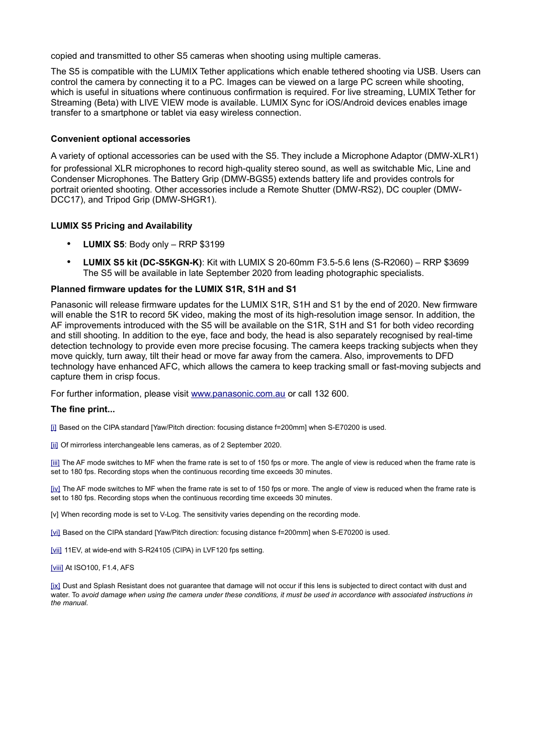copied and transmitted to other S5 cameras when shooting using multiple cameras.

The S5 is compatible with the LUMIX Tether applications which enable tethered shooting via USB. Users can control the camera by connecting it to a PC. Images can be viewed on a large PC screen while shooting, which is useful in situations where continuous confirmation is required. For live streaming, LUMIX Tether for Streaming (Beta) with LIVE VIEW mode is available. LUMIX Sync for iOS/Android devices enables image transfer to a smartphone or tablet via easy wireless connection.

**Convenient optional accessories**

A variety of optional accessories can be used with the S5. They include a Microphone Adaptor (DMW-XLR1) for professional XLR microphones to record high-quality stereo sound, as well as switchable Mic, Line and Condenser Microphones. The Battery Grip (DMW-BGS5) extends battery life and provides controls for portrait oriented shooting. Other accessories include a Remote Shutter (DMW-RS2), DC coupler (DMW-DCC17), and Tripod Grip (DMW-SHGR1).

**LUMIX S5 Pricing and Availability**

- **LUMIX S5**: Body only – RRP $3199
- **LUMIX S5 kit (DC-S5KGN-K)**: Kit with LUMIX S 20-60mm F3.5-5.6 lens (S-R2060) – RRP $3699
  The S5 will be available in late September 2020 from leading photographic specialists.

**Planned firmware updates for the LUMIX S1R, S1H and S1**

Panasonic will release firmware updates for the LUMIX S1R, S1H and S1 by the end of 2020. New firmware will enable the S1R to record 5K video, making the most of its high-resolution image sensor. In addition, the AF improvements introduced with the S5 will be available on the S1R, S1H and S1 for both video recording and still shooting. In addition to the eye, face and body, the head is also separately recognised by real-time detection technology to provide even more precise focusing. The camera keeps tracking subjects when they move quickly, turn away, tilt their head or move far away from the camera. Also, improvements to DFD technology have enhanced AFC, which allows the camera to keep tracking small or fast-moving subjects and capture them in crisp focus.

For further information, please visit www.panasonic.com.au or call 132 600.

**The fine print...**

[i] Based on the CIPA standard [Yaw/Pitch direction: focusing distance f=200mm] when S-E70200 is used.

[ii] Of mirrorless interchangeable lens cameras, as of 2 September 2020.

[iii] The AF mode switches to MF when the frame rate is set to of 150 fps or more. The angle of view is reduced when the frame rate is set to 180 fps. Recording stops when the continuous recording time exceeds 30 minutes.

[iv] The AF mode switches to MF when the frame rate is set to of 150 fps or more. The angle of view is reduced when the frame rate is set to 180 fps. Recording stops when the continuous recording time exceeds 30 minutes.

[v] When recording mode is set to V-Log. The sensitivity varies depending on the recording mode.

[vi] Based on the CIPA standard [Yaw/Pitch direction: focusing distance f=200mm] when S-E70200 is used.

[vii] 11EV, at wide-end with S-R24105 (CIPA) in LVF120 fps setting.

[viii] At ISO100, F1.4, AFS

[ix] Dust and Splash Resistant does not guarantee that damage will not occur if this lens is subjected to direct contact with dust and water. To *avoid damage when using the camera under these conditions, it must be used in accordance with associated instructions in the manual.*